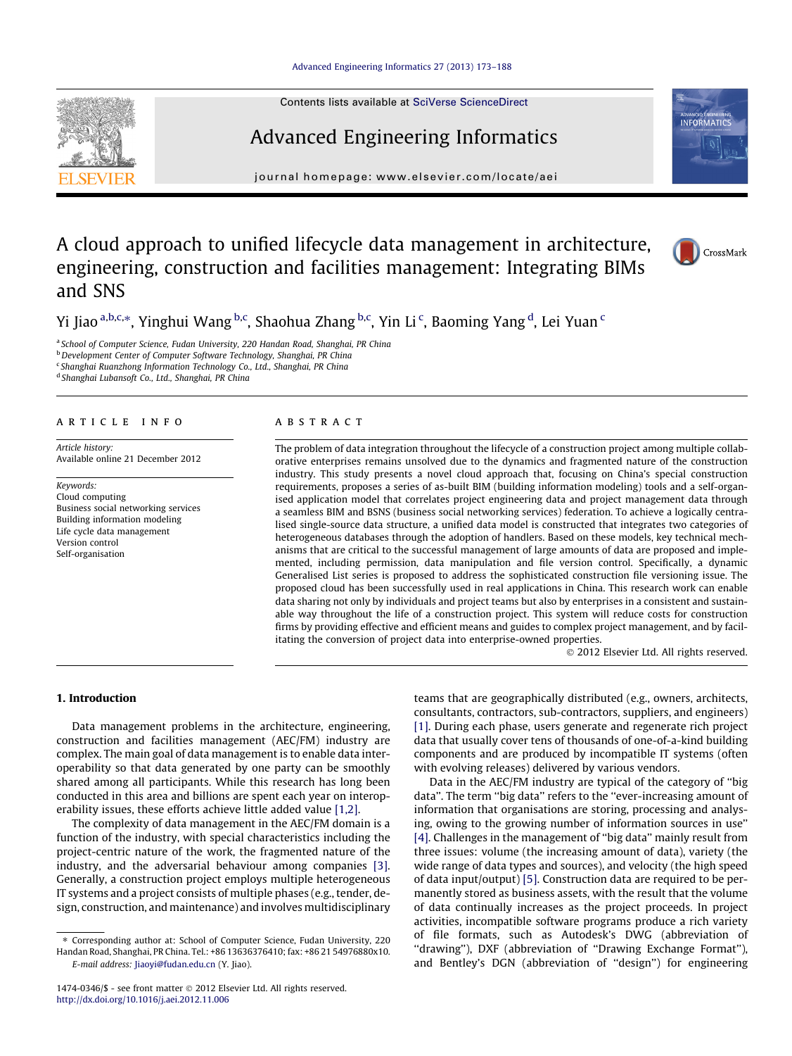# A cloud approach to unified lifecycle data management in architecture, engineering, construction and facilities management: Integrating BIMs and SNS

Yi Jiao [a,b,c,*], Yinghui Wang [b,c], Shaohua Zhang [b,c], Yin Li [c], Baoming Yang [d], Lei Yuan [c]

[a] School of Computer Science, Fudan University, 220 Handan Road, Shanghai, PR China
[b] Development Center of Computer Software Technology, Shanghai, PR China
[c] Shanghai Ruanzhong Information Technology Co., Ltd., Shanghai, PR China
[d] Shanghai Lubansoft Co., Ltd., Shanghai, PR China

## ARTICLE INFO

*Article history:*
Available online 21 December 2012

*Keywords:*
Cloud computing
Business social networking services
Building information modeling
Life cycle data management
Version control
Self-organisation

## ABSTRACT

The problem of data integration throughout the lifecycle of a construction project among multiple collaborative enterprises remains unsolved due to the dynamics and fragmented nature of the construction industry. This study presents a novel cloud approach that, focusing on China's special construction requirements, proposes a series of as-built BIM (building information modeling) tools and a self-organised application model that correlates project engineering data and project management data through a seamless BIM and BSNS (business social networking services) federation. To achieve a logically centralised single-source data structure, a unified data model is constructed that integrates two categories of heterogeneous databases through the adoption of handlers. Based on these models, key technical mechanisms that are critical to the successful management of large amounts of data are proposed and implemented, including permission, data manipulation and file version control. Specifically, a dynamic Generalised List series is proposed to address the sophisticated construction file versioning issue. The proposed cloud has been successfully used in real applications in China. This research work can enable data sharing not only by individuals and project teams but also by enterprises in a consistent and sustainable way throughout the life of a construction project. This system will reduce costs for construction firms by providing effective and efficient means and guides to complex project management, and by facilitating the conversion of project data into enterprise-owned properties.

© 2012 Elsevier Ltd. All rights reserved.

## 1. Introduction

Data management problems in the architecture, engineering, construction and facilities management (AEC/FM) industry are complex. The main goal of data management is to enable data interoperability so that data generated by one party can be smoothly shared among all participants. While this research has long been conducted in this area and billions are spent each year on interoperability issues, these efforts achieve little added value [1,2].

The complexity of data management in the AEC/FM domain is a function of the industry, with special characteristics including the project-centric nature of the work, the fragmented nature of the industry, and the adversarial behaviour among companies [3]. Generally, a construction project employs multiple heterogeneous IT systems and a project consists of multiple phases (e.g., tender, design, construction, and maintenance) and involves multidisciplinary teams that are geographically distributed (e.g., owners, architects, consultants, contractors, sub-contractors, suppliers, and engineers) [1]. During each phase, users generate and regenerate rich project data that usually cover tens of thousands of one-of-a-kind building components and are produced by incompatible IT systems (often with evolving releases) delivered by various vendors.

Data in the AEC/FM industry are typical of the category of "big data". The term "big data" refers to the "ever-increasing amount of information that organisations are storing, processing and analysing, owing to the growing number of information sources in use" [4]. Challenges in the management of "big data" mainly result from three issues: volume (the increasing amount of data), variety (the wide range of data types and sources), and velocity (the high speed of data input/output) [5]. Construction data are required to be permanently stored as business assets, with the result that the volume of data continually increases as the project proceeds. In project activities, incompatible software programs produce a rich variety of file formats, such as Autodesk's DWG (abbreviation of "drawing"), DXF (abbreviation of "Drawing Exchange Format"), and Bentley's DGN (abbreviation of "design") for engineering

* Corresponding author at: School of Computer Science, Fudan University, 220 Handan Road, Shanghai, PR China. Tel.: +86 13636376410; fax: +86 21 54976880x10.
*E-mail address:* Jiaoyi@fudan.edu.cn (Y. Jiao).

1474-0346/$ - see front matter © 2012 Elsevier Ltd. All rights reserved.
http://dx.doi.org/10.1016/j.aei.2012.11.006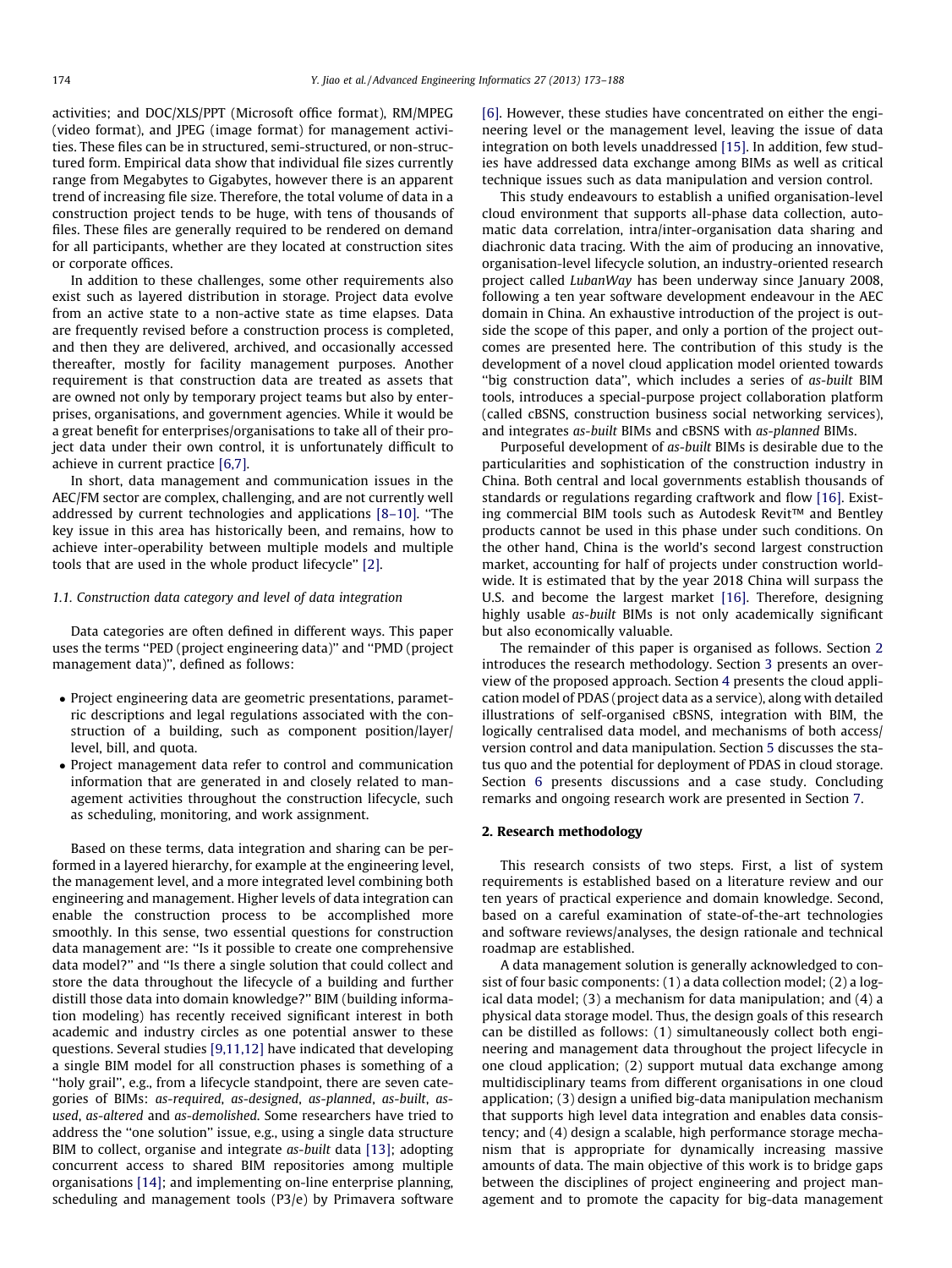activities; and DOC/XLS/PPT (Microsoft office format), RM/MPEG (video format), and JPEG (image format) for management activities. These files can be in structured, semi-structured, or non-structured form. Empirical data show that individual file sizes currently range from Megabytes to Gigabytes, however there is an apparent trend of increasing file size. Therefore, the total volume of data in a construction project tends to be huge, with tens of thousands of files. These files are generally required to be rendered on demand for all participants, whether are they located at construction sites or corporate offices.

In addition to these challenges, some other requirements also exist such as layered distribution in storage. Project data evolve from an active state to a non-active state as time elapses. Data are frequently revised before a construction process is completed, and then they are delivered, archived, and occasionally accessed thereafter, mostly for facility management purposes. Another requirement is that construction data are treated as assets that are owned not only by temporary project teams but also by enterprises, organisations, and government agencies. While it would be a great benefit for enterprises/organisations to take all of their project data under their own control, it is unfortunately difficult to achieve in current practice [6,7].

In short, data management and communication issues in the AEC/FM sector are complex, challenging, and are not currently well addressed by current technologies and applications [8–10]. "The key issue in this area has historically been, and remains, how to achieve inter-operability between multiple models and multiple tools that are used in the whole product lifecycle" [2].

### 1.1. Construction data category and level of data integration

Data categories are often defined in different ways. This paper uses the terms "PED (project engineering data)" and "PMD (project management data)", defined as follows:

- Project engineering data are geometric presentations, parametric descriptions and legal regulations associated with the construction of a building, such as component position/layer/level, bill, and quota.
- Project management data refer to control and communication information that are generated in and closely related to management activities throughout the construction lifecycle, such as scheduling, monitoring, and work assignment.

Based on these terms, data integration and sharing can be performed in a layered hierarchy, for example at the engineering level, the management level, and a more integrated level combining both engineering and management. Higher levels of data integration can enable the construction process to be accomplished more smoothly. In this sense, two essential questions for construction data management are: "Is it possible to create one comprehensive data model?" and "Is there a single solution that could collect and store the data throughout the lifecycle of a building and further distill those data into domain knowledge?" BIM (building information modeling) has recently received significant interest in both academic and industry circles as one potential answer to these questions. Several studies [9,11,12] have indicated that developing a single BIM model for all construction phases is something of a "holy grail", e.g., from a lifecycle standpoint, there are seven categories of BIMs: *as-required*, *as-designed*, *as-planned*, *as-built*, *as-used*, *as-altered* and *as-demolished*. Some researchers have tried to address the "one solution" issue, e.g., using a single data structure BIM to collect, organise and integrate *as-built* data [13]; adopting concurrent access to shared BIM repositories among multiple organisations [14]; and implementing on-line enterprise planning, scheduling and management tools (P3/e) by Primavera software [6]. However, these studies have concentrated on either the engineering level or the management level, leaving the issue of data integration on both levels unaddressed [15]. In addition, few studies have addressed data exchange among BIMs as well as critical technique issues such as data manipulation and version control.

This study endeavours to establish a unified organisation-level cloud environment that supports all-phase data collection, automatic data correlation, intra/inter-organisation data sharing and diachronic data tracing. With the aim of producing an innovative, organisation-level lifecycle solution, an industry-oriented research project called *LubanWay* has been underway since January 2008, following a ten year software development endeavour in the AEC domain in China. An exhaustive introduction of the project is outside the scope of this paper, and only a portion of the project outcomes are presented here. The contribution of this study is the development of a novel cloud application model oriented towards "big construction data", which includes a series of *as-built* BIM tools, introduces a special-purpose project collaboration platform (called cBSNS, construction business social networking services), and integrates *as-built* BIMs and cBSNS with *as-planned* BIMs.

Purposeful development of *as-built* BIMs is desirable due to the particularities and sophistication of the construction industry in China. Both central and local governments establish thousands of standards or regulations regarding craftwork and flow [16]. Existing commercial BIM tools such as Autodesk Revit™ and Bentley products cannot be used in this phase under such conditions. On the other hand, China is the world's second largest construction market, accounting for half of projects under construction worldwide. It is estimated that by the year 2018 China will surpass the U.S. and become the largest market [16]. Therefore, designing highly usable *as-built* BIMs is not only academically significant but also economically valuable.

The remainder of this paper is organised as follows. Section 2 introduces the research methodology. Section 3 presents an overview of the proposed approach. Section 4 presents the cloud application model of PDAS (project data as a service), along with detailed illustrations of self-organised cBSNS, integration with BIM, the logically centralised data model, and mechanisms of both access/version control and data manipulation. Section 5 discusses the status quo and the potential for deployment of PDAS in cloud storage. Section 6 presents discussions and a case study. Concluding remarks and ongoing research work are presented in Section 7.

## 2. Research methodology

This research consists of two steps. First, a list of system requirements is established based on a literature review and our ten years of practical experience and domain knowledge. Second, based on a careful examination of state-of-the-art technologies and software reviews/analyses, the design rationale and technical roadmap are established.

A data management solution is generally acknowledged to consist of four basic components: (1) a data collection model; (2) a logical data model; (3) a mechanism for data manipulation; and (4) a physical data storage model. Thus, the design goals of this research can be distilled as follows: (1) simultaneously collect both engineering and management data throughout the project lifecycle in one cloud application; (2) support mutual data exchange among multidisciplinary teams from different organisations in one cloud application; (3) design a unified big-data manipulation mechanism that supports high level data integration and enables data consistency; and (4) design a scalable, high performance storage mechanism that is appropriate for dynamically increasing massive amounts of data. The main objective of this work is to bridge gaps between the disciplines of project engineering and project management and to promote the capacity for big-data management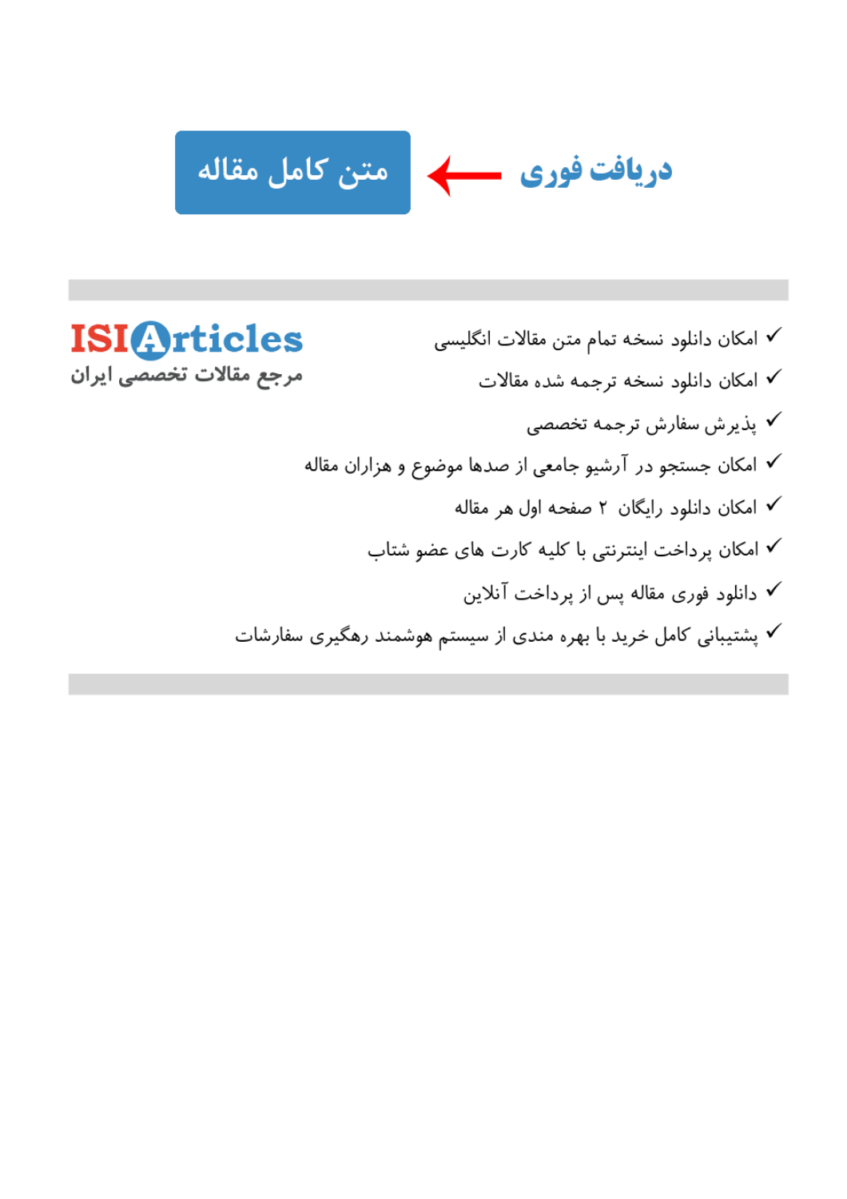دریافت فوری ← **متن کامل مقاله**

**ISIArticles**
مرجع مقالات تخصصی ایران

- ✓ امکان دانلود نسخه تمام متن مقالات انگلیسی
- ✓ امکان دانلود نسخه ترجمه شده مقالات
- ✓ پذیرش سفارش ترجمه تخصصی
- ✓ امکان جستجو در آرشیو جامعی از صدها موضوع و هزاران مقاله
- ✓ امکان دانلود رایگان ۲ صفحه اول هر مقاله
- ✓ امکان پرداخت اینترنتی با کلیه کارت های عضو شتاب
- ✓ دانلود فوری مقاله پس از پرداخت آنلاین
- ✓ پشتیبانی کامل خرید با بهره مندی از سیستم هوشمند رهگیری سفارشات